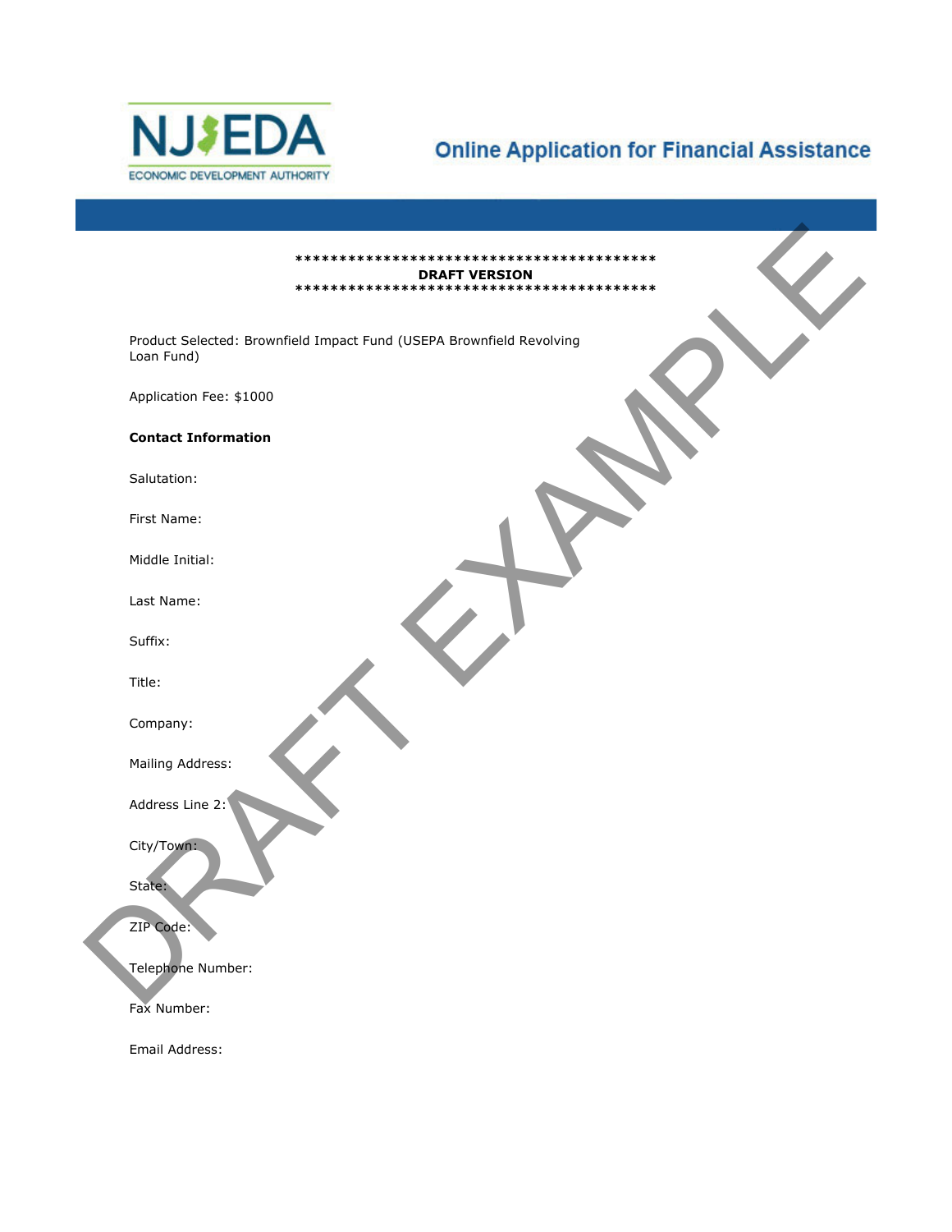NJEDA ECONOMIC DEVELOPMENT AUTHORITY

# Online Application for Financial Assistance

******************************************
**DRAFT VERSION**
******************************************

Product Selected: Brownfield Impact Fund (USEPA Brownfield Revolving Loan Fund)

Application Fee: $1000

**Contact Information**

Salutation:

First Name:

Middle Initial:

Last Name:

Suffix:

Title:

Company:

Mailing Address:

Address Line 2:

City/Town:

State:

ZIP Code:

Telephone Number:

Fax Number:

Email Address: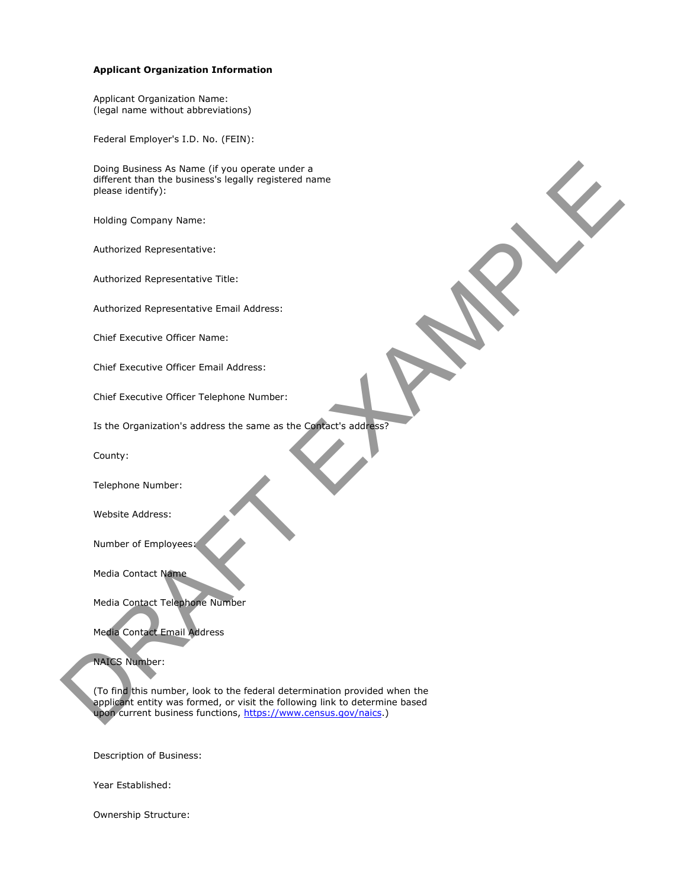**Applicant Organization Information**

Applicant Organization Name:
(legal name without abbreviations)

Federal Employer's I.D. No. (FEIN):

Doing Business As Name (if you operate under a different than the business's legally registered name please identify):

Holding Company Name:

Authorized Representative:

Authorized Representative Title:

Authorized Representative Email Address:

Chief Executive Officer Name:

Chief Executive Officer Email Address:

Chief Executive Officer Telephone Number:

Is the Organization's address the same as the Contact's address?

County:

Telephone Number:

Website Address:

Number of Employees:

Media Contact Name

Media Contact Telephone Number

Media Contact Email Address

NAICS Number:

(To find this number, look to the federal determination provided when the applicant entity was formed, or visit the following link to determine based upon current business functions, [https://www.census.gov/naics](https://www.census.gov/naics).)

Description of Business:

Year Established:

Ownership Structure: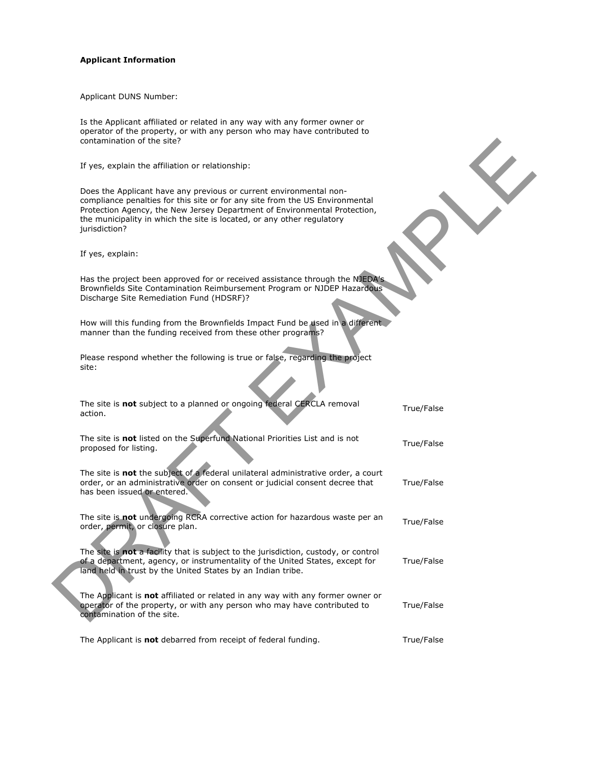**Applicant Information**

Applicant DUNS Number:

Is the Applicant affiliated or related in any way with any former owner or operator of the property, or with any person who may have contributed to contamination of the site?

If yes, explain the affiliation or relationship:

Does the Applicant have any previous or current environmental non-compliance penalties for this site or for any site from the US Environmental Protection Agency, the New Jersey Department of Environmental Protection, the municipality in which the site is located, or any other regulatory jurisdiction?

If yes, explain:

Has the project been approved for or received assistance through the NJEDA's Brownfields Site Contamination Reimbursement Program or NJDEP Hazardous Discharge Site Remediation Fund (HDSRF)?

How will this funding from the Brownfields Impact Fund be used in a different manner than the funding received from these other programs?

Please respond whether the following is true or false, regarding the project site:

| | |
|---|---|
| The site is **not** subject to a planned or ongoing federal CERCLA removal action. | True/False |
| The site is **not** listed on the Superfund National Priorities List and is not proposed for listing. | True/False |
| The site is **not** the subject of a federal unilateral administrative order, a court order, or an administrative order on consent or judicial consent decree that has been issued or entered. | True/False |
| The site is **not** undergoing RCRA corrective action for hazardous waste per an order, permit, or closure plan. | True/False |
| The site is **not** a facility that is subject to the jurisdiction, custody, or control of a department, agency, or instrumentality of the United States, except for land held in trust by the United States by an Indian tribe. | True/False |
| The Applicant is **not** affiliated or related in any way with any former owner or operator of the property, or with any person who may have contributed to contamination of the site. | True/False |
| The Applicant is **not** debarred from receipt of federal funding. | True/False |

DRAFT EXAMPLE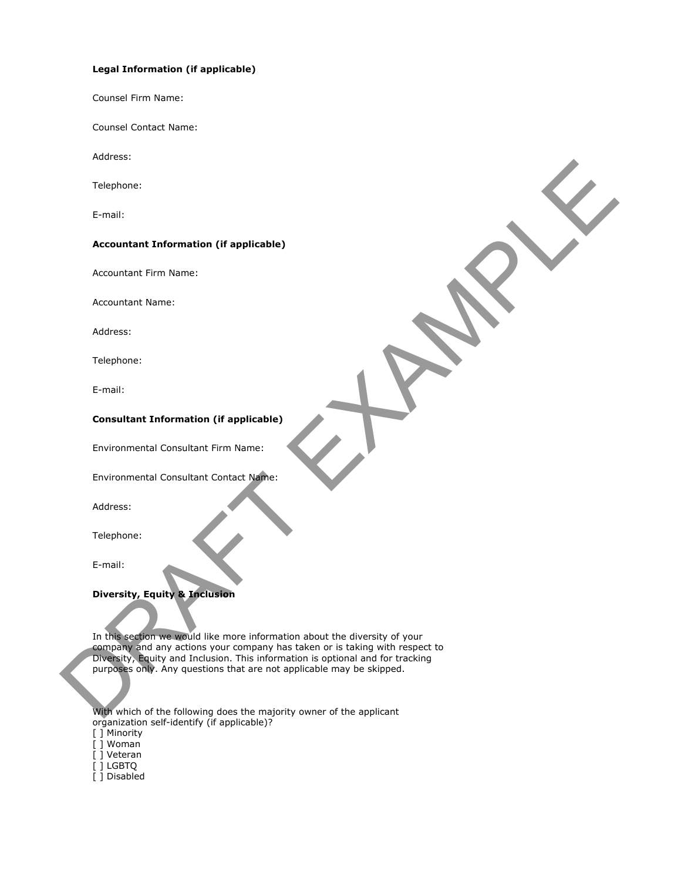**Legal Information (if applicable)**

Counsel Firm Name:

Counsel Contact Name:

Address:

Telephone:

E-mail:

**Accountant Information (if applicable)**

Accountant Firm Name:

Accountant Name:

Address:

Telephone:

E-mail:

**Consultant Information (if applicable)**

Environmental Consultant Firm Name:

Environmental Consultant Contact Name:

Address:

Telephone:

E-mail:

**Diversity, Equity & Inclusion**

In this section we would like more information about the diversity of your company and any actions your company has taken or is taking with respect to Diversity, Equity and Inclusion. This information is optional and for tracking purposes only. Any questions that are not applicable may be skipped.

With which of the following does the majority owner of the applicant organization self-identify (if applicable)?
[ ] Minority
[ ] Woman
[ ] Veteran
[ ] LGBTQ
[ ] Disabled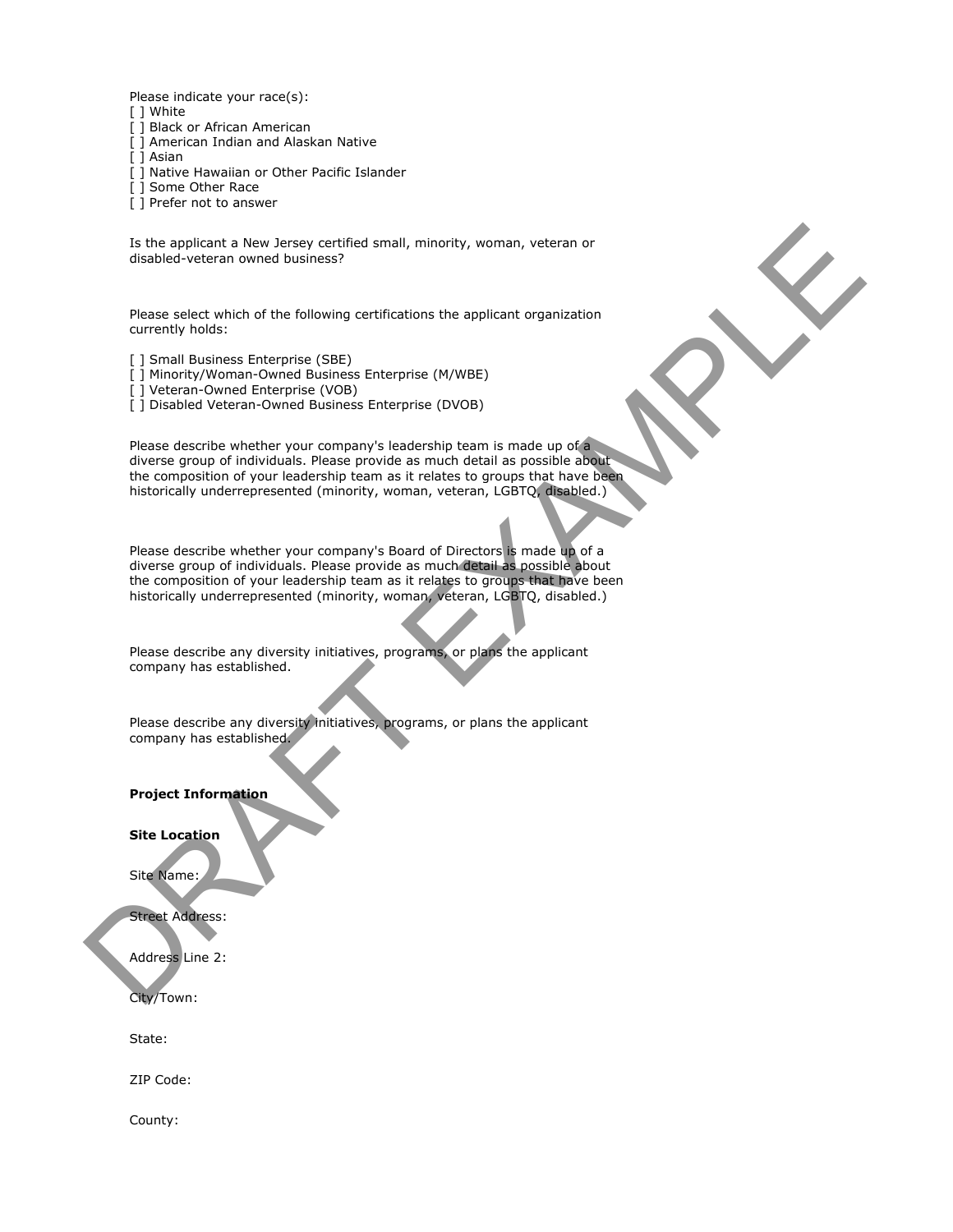Please indicate your race(s):
[ ] White
[ ] Black or African American
[ ] American Indian and Alaskan Native
[ ] Asian
[ ] Native Hawaiian or Other Pacific Islander
[ ] Some Other Race
[ ] Prefer not to answer

Is the applicant a New Jersey certified small, minority, woman, veteran or disabled-veteran owned business?

Please select which of the following certifications the applicant organization currently holds:

[ ] Small Business Enterprise (SBE)
[ ] Minority/Woman-Owned Business Enterprise (M/WBE)
[ ] Veteran-Owned Enterprise (VOB)
[ ] Disabled Veteran-Owned Business Enterprise (DVOB)

Please describe whether your company's leadership team is made up of a diverse group of individuals. Please provide as much detail as possible about the composition of your leadership team as it relates to groups that have been historically underrepresented (minority, woman, veteran, LGBTQ, disabled.)

Please describe whether your company's Board of Directors is made up of a diverse group of individuals. Please provide as much detail as possible about the composition of your leadership team as it relates to groups that have been historically underrepresented (minority, woman, veteran, LGBTQ, disabled.)

Please describe any diversity initiatives, programs, or plans the applicant company has established.

Please describe any diversity initiatives, programs, or plans the applicant company has established.

**Project Information**

**Site Location**

Site Name:

Street Address:

Address Line 2:

City/Town:

State:

ZIP Code:

County: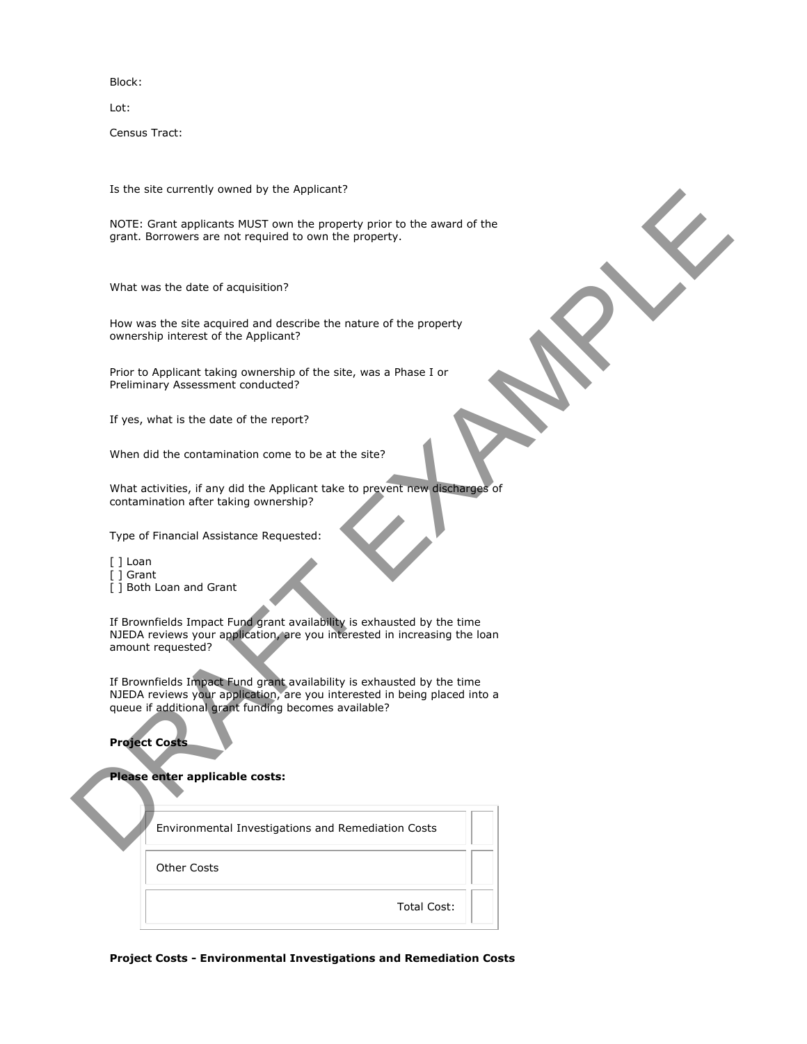Block:

Lot:

Census Tract:

Is the site currently owned by the Applicant?

NOTE: Grant applicants MUST own the property prior to the award of the grant. Borrowers are not required to own the property.

What was the date of acquisition?

How was the site acquired and describe the nature of the property ownership interest of the Applicant?

Prior to Applicant taking ownership of the site, was a Phase I or Preliminary Assessment conducted?

If yes, what is the date of the report?

When did the contamination come to be at the site?

What activities, if any did the Applicant take to prevent new discharges of contamination after taking ownership?

Type of Financial Assistance Requested:

[ ] Loan
[ ] Grant
[ ] Both Loan and Grant

If Brownfields Impact Fund grant availability is exhausted by the time NJEDA reviews your application, are you interested in increasing the loan amount requested?

If Brownfields Impact Fund grant availability is exhausted by the time NJEDA reviews your application, are you interested in being placed into a queue if additional grant funding becomes available?

**Project Costs**

**Please enter applicable costs:**

| | |
|---|---|
| Environmental Investigations and Remediation Costs | |
| Other Costs | |
| Total Cost: | |

**Project Costs - Environmental Investigations and Remediation Costs**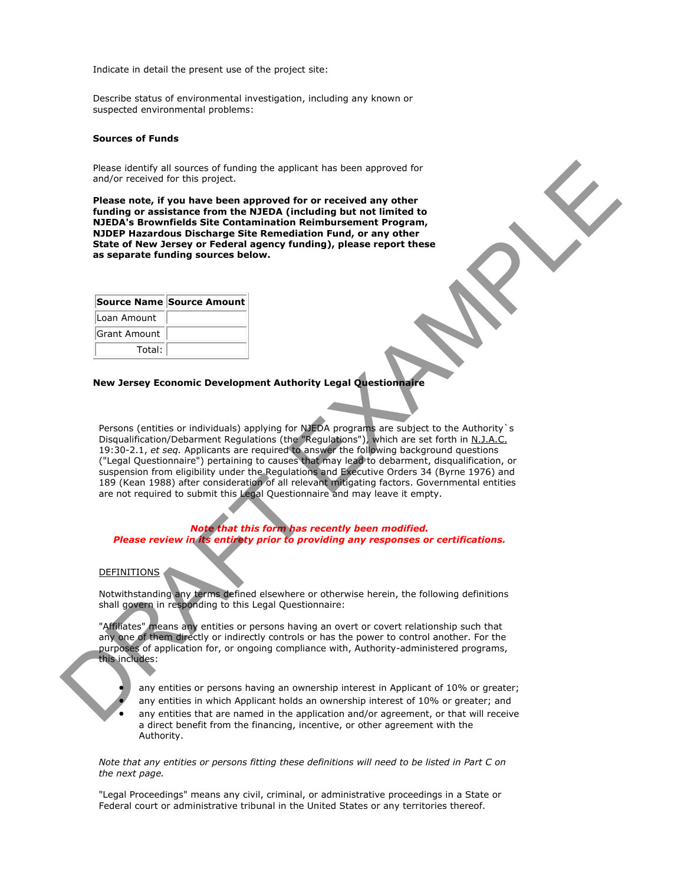Indicate in detail the present use of the project site:

Describe status of environmental investigation, including any known or suspected environmental problems:

**Sources of Funds**

Please identify all sources of funding the applicant has been approved for and/or received for this project.

**Please note, if you have been approved for or received any other funding or assistance from the NJEDA (including but not limited to NJEDA's Brownfields Site Contamination Reimbursement Program, NJDEP Hazardous Discharge Site Remediation Fund, or any other State of New Jersey or Federal agency funding), please report these as separate funding sources below.**

| Source Name | Source Amount |
|---|---|
| Loan Amount | |
| Grant Amount | |
| Total: | |

**New Jersey Economic Development Authority Legal Questionnaire**

Persons (entities or individuals) applying for NJEDA programs are subject to the Authority`s Disqualification/Debarment Regulations (the "Regulations"), which are set forth in N.J.A.C. 19:30-2.1, *et seq.* Applicants are required to answer the following background questions ("Legal Questionnaire") pertaining to causes that may lead to debarment, disqualification, or suspension from eligibility under the Regulations and Executive Orders 34 (Byrne 1976) and 189 (Kean 1988) after consideration of all relevant mitigating factors. Governmental entities are not required to submit this Legal Questionnaire and may leave it empty.

***Note that this form has recently been modified.***
***Please review in its entirety prior to providing any responses or certifications.***

DEFINITIONS

Notwithstanding any terms defined elsewhere or otherwise herein, the following definitions shall govern in responding to this Legal Questionnaire:

"Affiliates" means any entities or persons having an overt or covert relationship such that any one of them directly or indirectly controls or has the power to control another. For the purposes of application for, or ongoing compliance with, Authority-administered programs, this includes:

- any entities or persons having an ownership interest in Applicant of 10% or greater;
- any entities in which Applicant holds an ownership interest of 10% or greater; and
- any entities that are named in the application and/or agreement, or that will receive a direct benefit from the financing, incentive, or other agreement with the Authority.

*Note that any entities or persons fitting these definitions will need to be listed in Part C on the next page.*

"Legal Proceedings" means any civil, criminal, or administrative proceedings in a State or Federal court or administrative tribunal in the United States or any territories thereof.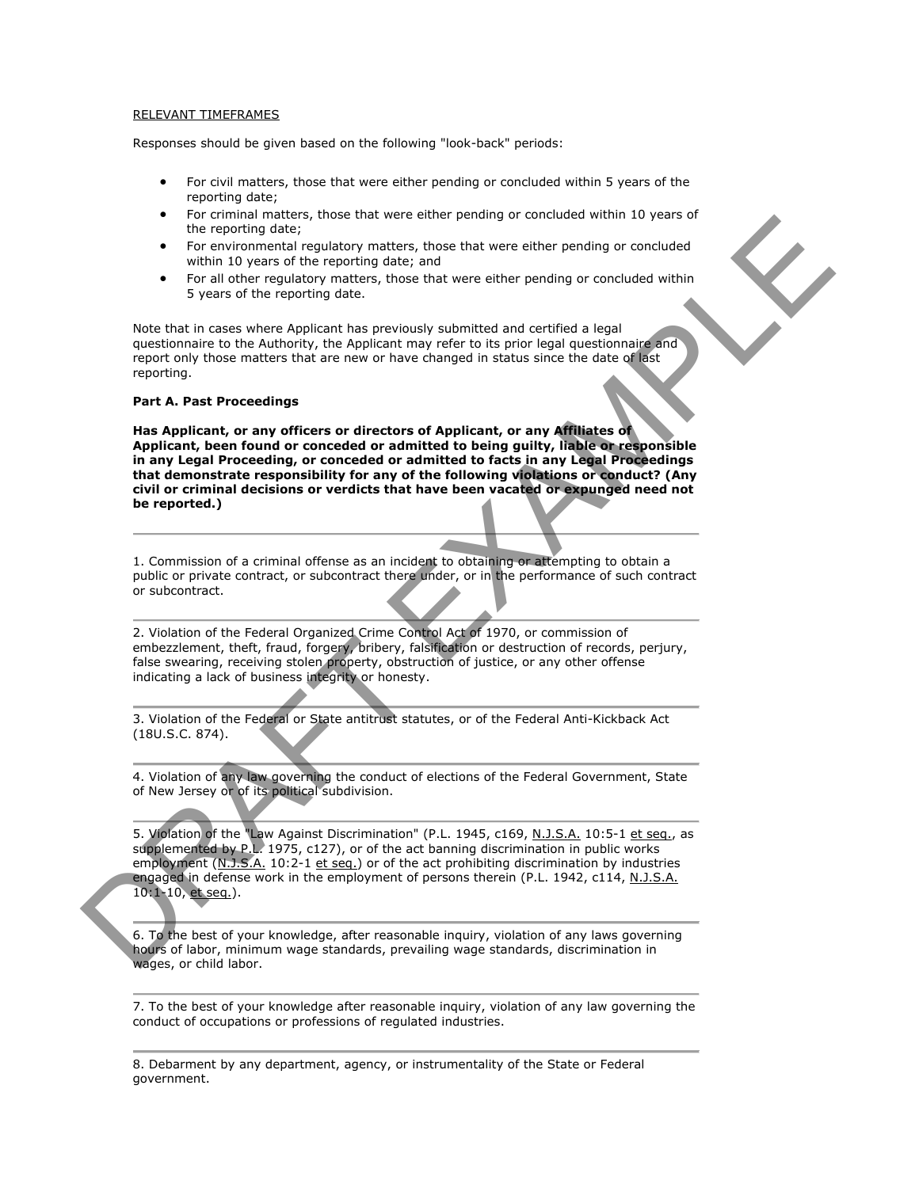<u>RELEVANT TIMEFRAMES</u>

Responses should be given based on the following "look-back" periods:

- For civil matters, those that were either pending or concluded within 5 years of the reporting date;
- For criminal matters, those that were either pending or concluded within 10 years of the reporting date;
- For environmental regulatory matters, those that were either pending or concluded within 10 years of the reporting date; and
- For all other regulatory matters, those that were either pending or concluded within 5 years of the reporting date.

Note that in cases where Applicant has previously submitted and certified a legal questionnaire to the Authority, the Applicant may refer to its prior legal questionnaire and report only those matters that are new or have changed in status since the date of last reporting.

**Part A. Past Proceedings**

**Has Applicant, or any officers or directors of Applicant, or any Affiliates of Applicant, been found or conceded or admitted to being guilty, liable or responsible in any Legal Proceeding, or conceded or admitted to facts in any Legal Proceedings that demonstrate responsibility for any of the following violations or conduct? (Any civil or criminal decisions or verdicts that have been vacated or expunged need not be reported.)**

---

1. Commission of a criminal offense as an incident to obtaining or attempting to obtain a public or private contract, or subcontract there under, or in the performance of such contract or subcontract.

---

2. Violation of the Federal Organized Crime Control Act of 1970, or commission of embezzlement, theft, fraud, forgery, bribery, falsification or destruction of records, perjury, false swearing, receiving stolen property, obstruction of justice, or any other offense indicating a lack of business integrity or honesty.

---

3. Violation of the Federal or State antitrust statutes, or of the Federal Anti-Kickback Act (18U.S.C. 874).

---

4. Violation of any law governing the conduct of elections of the Federal Government, State of New Jersey or of its political subdivision.

---

5. Violation of the "Law Against Discrimination" (P.L. 1945, c169, <u>N.J.S.A.</u> 10:5-1 <u>et seq.</u>, as supplemented by P.L. 1975, c127), or of the act banning discrimination in public works employment (<u>N.J.S.A.</u> 10:2-1 <u>et seq.</u>) or of the act prohibiting discrimination by industries engaged in defense work in the employment of persons therein (P.L. 1942, c114, <u>N.J.S.A.</u> 10:1-10, <u>et seq.</u>).

---

6. To the best of your knowledge, after reasonable inquiry, violation of any laws governing hours of labor, minimum wage standards, prevailing wage standards, discrimination in wages, or child labor.

---

7. To the best of your knowledge after reasonable inquiry, violation of any law governing the conduct of occupations or professions of regulated industries.

---

8. Debarment by any department, agency, or instrumentality of the State or Federal government.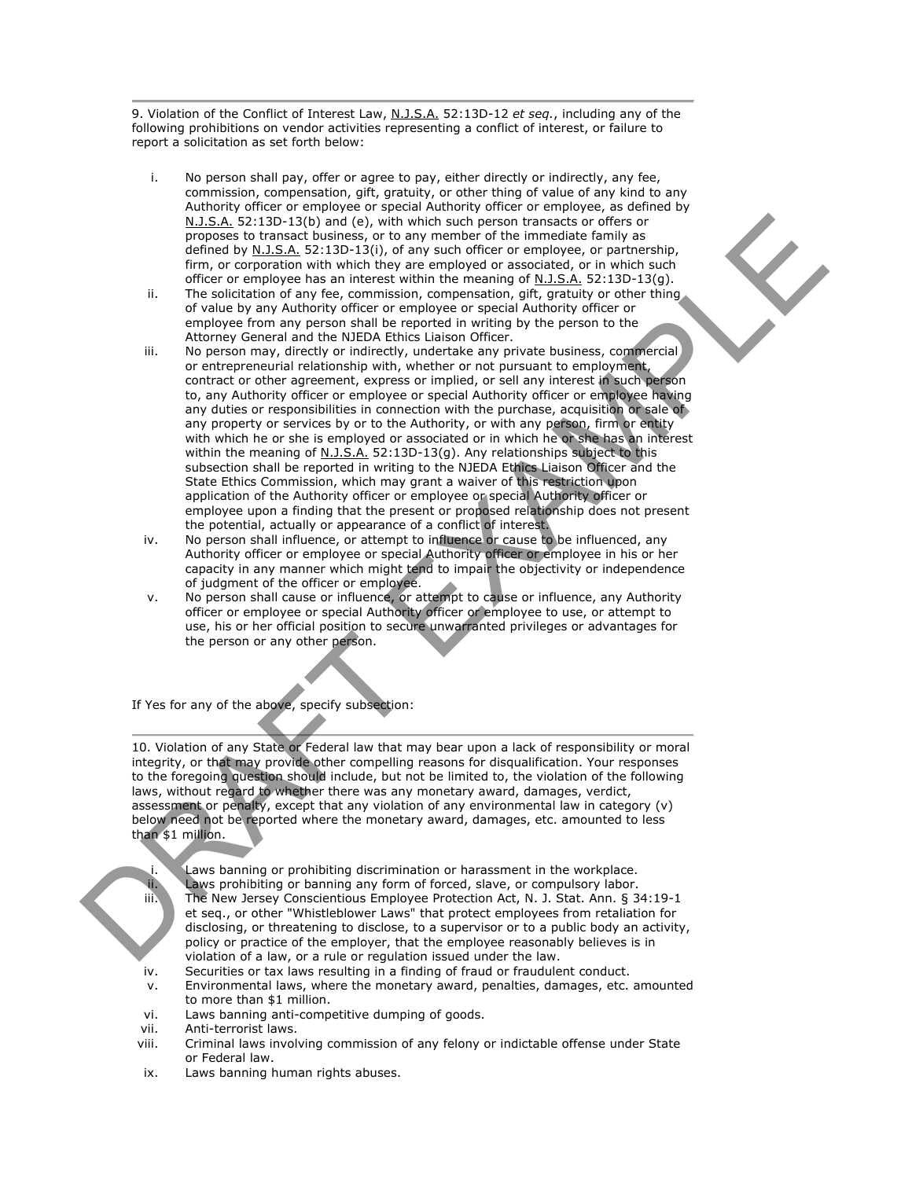---

9. Violation of the Conflict of Interest Law, N.J.S.A. 52:13D-12 *et seq.*, including any of the following prohibitions on vendor activities representing a conflict of interest, or failure to report a solicitation as set forth below:

i. No person shall pay, offer or agree to pay, either directly or indirectly, any fee, commission, compensation, gift, gratuity, or other thing of value of any kind to any Authority officer or employee or special Authority officer or employee, as defined by N.J.S.A. 52:13D-13(b) and (e), with which such person transacts or offers or proposes to transact business, or to any member of the immediate family as defined by N.J.S.A. 52:13D-13(i), of any such officer or employee, or partnership, firm, or corporation with which they are employed or associated, or in which such officer or employee has an interest within the meaning of N.J.S.A. 52:13D-13(g).

ii. The solicitation of any fee, commission, compensation, gift, gratuity or other thing of value by any Authority officer or employee or special Authority officer or employee from any person shall be reported in writing by the person to the Attorney General and the NJEDA Ethics Liaison Officer.

iii. No person may, directly or indirectly, undertake any private business, commercial or entrepreneurial relationship with, whether or not pursuant to employment, contract or other agreement, express or implied, or sell any interest in such person to, any Authority officer or employee or special Authority officer or employee having any duties or responsibilities in connection with the purchase, acquisition or sale of any property or services by or to the Authority, or with any person, firm or entity with which he or she is employed or associated or in which he or she has an interest within the meaning of N.J.S.A. 52:13D-13(g). Any relationships subject to this subsection shall be reported in writing to the NJEDA Ethics Liaison Officer and the State Ethics Commission, which may grant a waiver of this restriction upon application of the Authority officer or employee or special Authority officer or employee upon a finding that the present or proposed relationship does not present the potential, actually or appearance of a conflict of interest.

iv. No person shall influence, or attempt to influence or cause to be influenced, any Authority officer or employee or special Authority officer or employee in his or her capacity in any manner which might tend to impair the objectivity or independence of judgment of the officer or employee.

v. No person shall cause or influence, or attempt to cause or influence, any Authority officer or employee or special Authority officer or employee to use, or attempt to use, his or her official position to secure unwarranted privileges or advantages for the person or any other person.

If Yes for any of the above, specify subsection:

---

10. Violation of any State or Federal law that may bear upon a lack of responsibility or moral integrity, or that may provide other compelling reasons for disqualification. Your responses to the foregoing question should include, but not be limited to, the violation of the following laws, without regard to whether there was any monetary award, damages, verdict, assessment or penalty, except that any violation of any environmental law in category (v) below need not be reported where the monetary award, damages, etc. amounted to less than $1 million.

i. Laws banning or prohibiting discrimination or harassment in the workplace.

ii. Laws prohibiting or banning any form of forced, slave, or compulsory labor.

iii. The New Jersey Conscientious Employee Protection Act, N. J. Stat. Ann. § 34:19-1 et seq., or other "Whistleblower Laws" that protect employees from retaliation for disclosing, or threatening to disclose, to a supervisor or to a public body an activity, policy or practice of the employer, that the employee reasonably believes is in violation of a law, or a rule or regulation issued under the law.

iv. Securities or tax laws resulting in a finding of fraud or fraudulent conduct.

v. Environmental laws, where the monetary award, penalties, damages, etc. amounted to more than $1 million.

vi. Laws banning anti-competitive dumping of goods.

vii. Anti-terrorist laws.

viii. Criminal laws involving commission of any felony or indictable offense under State or Federal law.

ix. Laws banning human rights abuses.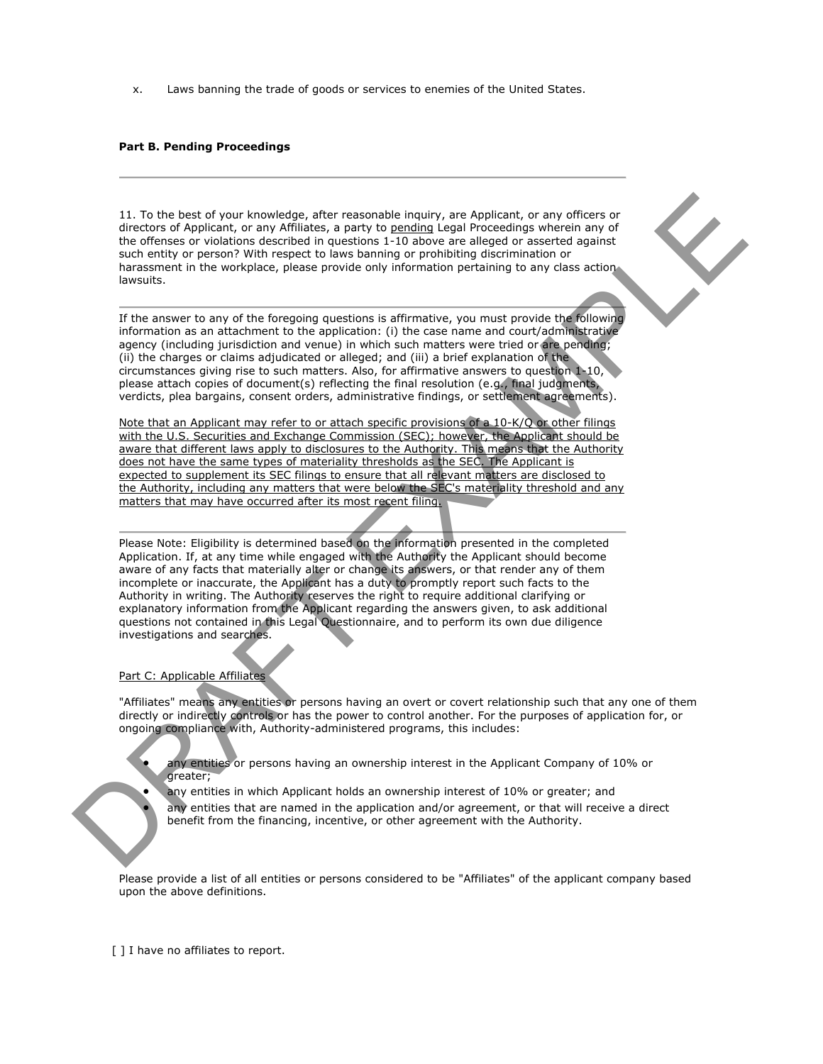x. Laws banning the trade of goods or services to enemies of the United States.

**Part B. Pending Proceedings**

---

11. To the best of your knowledge, after reasonable inquiry, are Applicant, or any officers or directors of Applicant, or any Affiliates, a party to pending Legal Proceedings wherein any of the offenses or violations described in questions 1-10 above are alleged or asserted against such entity or person? With respect to laws banning or prohibiting discrimination or harassment in the workplace, please provide only information pertaining to any class action lawsuits.

---

If the answer to any of the foregoing questions is affirmative, you must provide the following information as an attachment to the application: (i) the case name and court/administrative agency (including jurisdiction and venue) in which such matters were tried or are pending; (ii) the charges or claims adjudicated or alleged; and (iii) a brief explanation of the circumstances giving rise to such matters. Also, for affirmative answers to question 1-10, please attach copies of document(s) reflecting the final resolution (e.g., final judgments, verdicts, plea bargains, consent orders, administrative findings, or settlement agreements).

Note that an Applicant may refer to or attach specific provisions of a 10-K/Q or other filings with the U.S. Securities and Exchange Commission (SEC); however, the Applicant should be aware that different laws apply to disclosures to the Authority. This means that the Authority does not have the same types of materiality thresholds as the SEC. The Applicant is expected to supplement its SEC filings to ensure that all relevant matters are disclosed to the Authority, including any matters that were below the SEC's materiality threshold and any matters that may have occurred after its most recent filing.

---

Please Note: Eligibility is determined based on the information presented in the completed Application. If, at any time while engaged with the Authority the Applicant should become aware of any facts that materially alter or change its answers, or that render any of them incomplete or inaccurate, the Applicant has a duty to promptly report such facts to the Authority in writing. The Authority reserves the right to require additional clarifying or explanatory information from the Applicant regarding the answers given, to ask additional questions not contained in this Legal Questionnaire, and to perform its own due diligence investigations and searches.

Part C: Applicable Affiliates

"Affiliates" means any entities or persons having an overt or covert relationship such that any one of them directly or indirectly controls or has the power to control another. For the purposes of application for, or ongoing compliance with, Authority-administered programs, this includes:

- any entities or persons having an ownership interest in the Applicant Company of 10% or greater;
- any entities in which Applicant holds an ownership interest of 10% or greater; and
- any entities that are named in the application and/or agreement, or that will receive a direct benefit from the financing, incentive, or other agreement with the Authority.

Please provide a list of all entities or persons considered to be "Affiliates" of the applicant company based upon the above definitions.

[ ] I have no affiliates to report.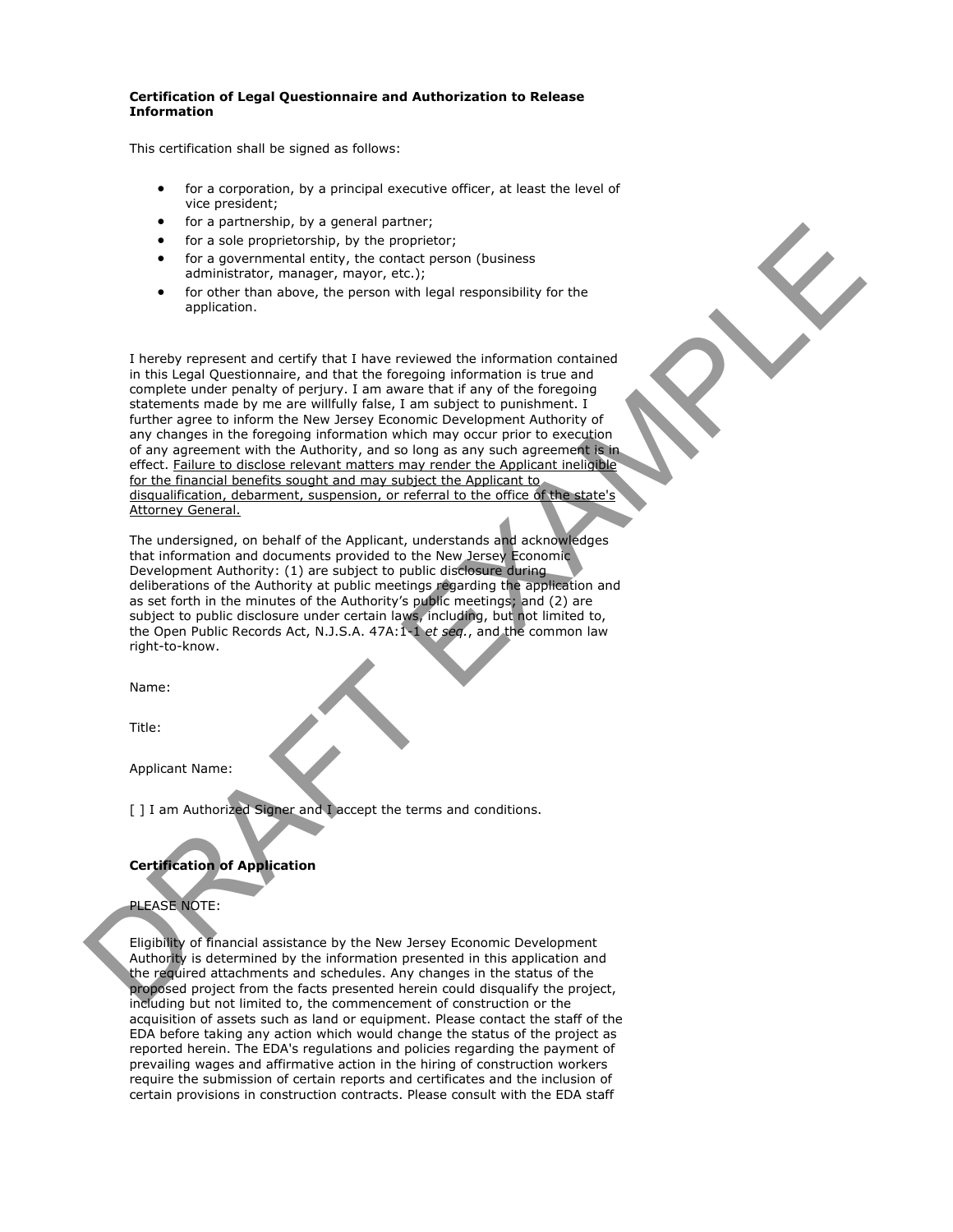**Certification of Legal Questionnaire and Authorization to Release Information**

This certification shall be signed as follows:

- for a corporation, by a principal executive officer, at least the level of vice president;
- for a partnership, by a general partner;
- for a sole proprietorship, by the proprietor;
- for a governmental entity, the contact person (business administrator, manager, mayor, etc.);
- for other than above, the person with legal responsibility for the application.

I hereby represent and certify that I have reviewed the information contained in this Legal Questionnaire, and that the foregoing information is true and complete under penalty of perjury. I am aware that if any of the foregoing statements made by me are willfully false, I am subject to punishment. I further agree to inform the New Jersey Economic Development Authority of any changes in the foregoing information which may occur prior to execution of any agreement with the Authority, and so long as any such agreement is in effect. <u>Failure to disclose relevant matters may render the Applicant ineligible for the financial benefits sought and may subject the Applicant to disqualification, debarment, suspension, or referral to the office of the state's Attorney General.</u>

The undersigned, on behalf of the Applicant, understands and acknowledges that information and documents provided to the New Jersey Economic Development Authority: (1) are subject to public disclosure during deliberations of the Authority at public meetings regarding the application and as set forth in the minutes of the Authority's public meetings; and (2) are subject to public disclosure under certain laws, including, but not limited to, the Open Public Records Act, N.J.S.A. 47A:1-1 *et seq.*, and the common law right-to-know.

Name:

Title:

Applicant Name:

[ ] I am Authorized Signer and I accept the terms and conditions.

**Certification of Application**

PLEASE NOTE:

Eligibility of financial assistance by the New Jersey Economic Development Authority is determined by the information presented in this application and the required attachments and schedules. Any changes in the status of the proposed project from the facts presented herein could disqualify the project, including but not limited to, the commencement of construction or the acquisition of assets such as land or equipment. Please contact the staff of the EDA before taking any action which would change the status of the project as reported herein. The EDA's regulations and policies regarding the payment of prevailing wages and affirmative action in the hiring of construction workers require the submission of certain reports and certificates and the inclusion of certain provisions in construction contracts. Please consult with the EDA staff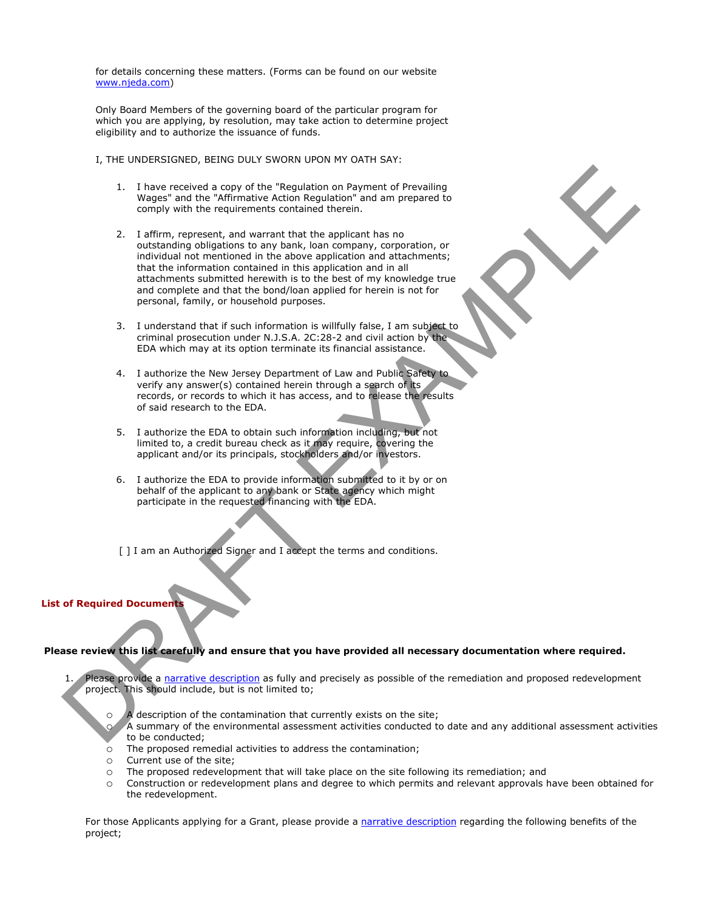for details concerning these matters. (Forms can be found on our website [www.njeda.com](www.njeda.com))

Only Board Members of the governing board of the particular program for which you are applying, by resolution, may take action to determine project eligibility and to authorize the issuance of funds.

I, THE UNDERSIGNED, BEING DULY SWORN UPON MY OATH SAY:

1. I have received a copy of the "Regulation on Payment of Prevailing Wages" and the "Affirmative Action Regulation" and am prepared to comply with the requirements contained therein.

2. I affirm, represent, and warrant that the applicant has no outstanding obligations to any bank, loan company, corporation, or individual not mentioned in the above application and attachments; that the information contained in this application and in all attachments submitted herewith is to the best of my knowledge true and complete and that the bond/loan applied for herein is not for personal, family, or household purposes.

3. I understand that if such information is willfully false, I am subject to criminal prosecution under N.J.S.A. 2C:28-2 and civil action by the EDA which may at its option terminate its financial assistance.

4. I authorize the New Jersey Department of Law and Public Safety to verify any answer(s) contained herein through a search of its records, or records to which it has access, and to release the results of said research to the EDA.

5. I authorize the EDA to obtain such information including, but not limited to, a credit bureau check as it may require, covering the applicant and/or its principals, stockholders and/or investors.

6. I authorize the EDA to provide information submitted to it by or on behalf of the applicant to any bank or State agency which might participate in the requested financing with the EDA.

[ ] I am an Authorized Signer and I accept the terms and conditions.

## List of Required Documents

**Please review this list carefully and ensure that you have provided all necessary documentation where required.**

1. Please provide a narrative description as fully and precisely as possible of the remediation and proposed redevelopment project. This should include, but is not limited to;
   - A description of the contamination that currently exists on the site;
   - A summary of the environmental assessment activities conducted to date and any additional assessment activities to be conducted;
   - The proposed remedial activities to address the contamination;
   - Current use of the site;
   - The proposed redevelopment that will take place on the site following its remediation; and
   - Construction or redevelopment plans and degree to which permits and relevant approvals have been obtained for the redevelopment.

   For those Applicants applying for a Grant, please provide a narrative description regarding the following benefits of the project;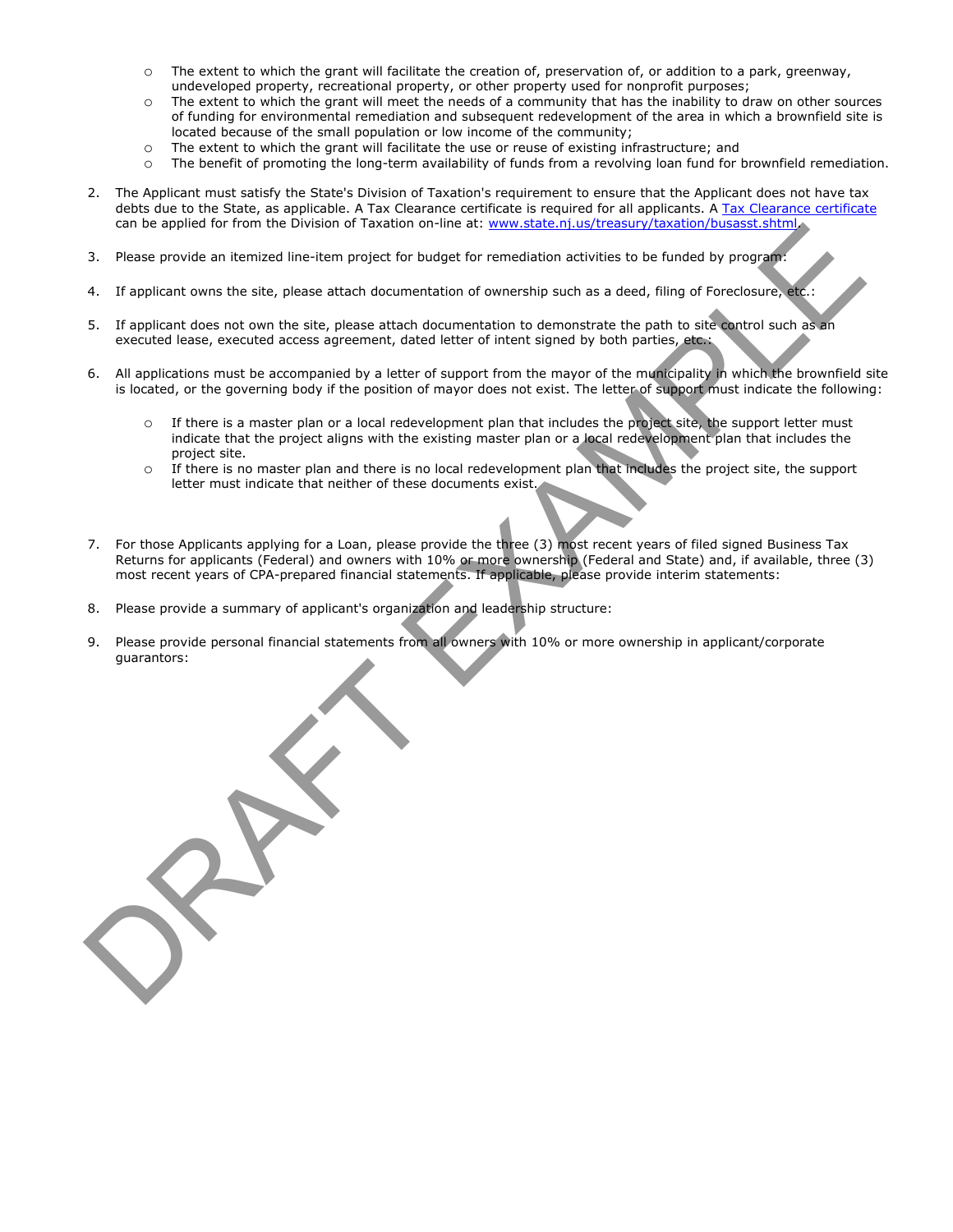- The extent to which the grant will facilitate the creation of, preservation of, or addition to a park, greenway, undeveloped property, recreational property, or other property used for nonprofit purposes;
- The extent to which the grant will meet the needs of a community that has the inability to draw on other sources of funding for environmental remediation and subsequent redevelopment of the area in which a brownfield site is located because of the small population or low income of the community;
- The extent to which the grant will facilitate the use or reuse of existing infrastructure; and
- The benefit of promoting the long-term availability of funds from a revolving loan fund for brownfield remediation.

2. The Applicant must satisfy the State's Division of Taxation's requirement to ensure that the Applicant does not have tax debts due to the State, as applicable. A Tax Clearance certificate is required for all applicants. A [Tax Clearance certificate](www.state.nj.us/treasury/taxation/busasst.shtml) can be applied for from the Division of Taxation on-line at: www.state.nj.us/treasury/taxation/busasst.shtml.

3. Please provide an itemized line-item project for budget for remediation activities to be funded by program:

4. If applicant owns the site, please attach documentation of ownership such as a deed, filing of Foreclosure, etc.:

5. If applicant does not own the site, please attach documentation to demonstrate the path to site control such as an executed lease, executed access agreement, dated letter of intent signed by both parties, etc.:

6. All applications must be accompanied by a letter of support from the mayor of the municipality in which the brownfield site is located, or the governing body if the position of mayor does not exist. The letter of support must indicate the following:

   - If there is a master plan or a local redevelopment plan that includes the project site, the support letter must indicate that the project aligns with the existing master plan or a local redevelopment plan that includes the project site.
   - If there is no master plan and there is no local redevelopment plan that includes the project site, the support letter must indicate that neither of these documents exist.

7. For those Applicants applying for a Loan, please provide the three (3) most recent years of filed signed Business Tax Returns for applicants (Federal) and owners with 10% or more ownership (Federal and State) and, if available, three (3) most recent years of CPA-prepared financial statements. If applicable, please provide interim statements:

8. Please provide a summary of applicant's organization and leadership structure:

9. Please provide personal financial statements from all owners with 10% or more ownership in applicant/corporate guarantors: